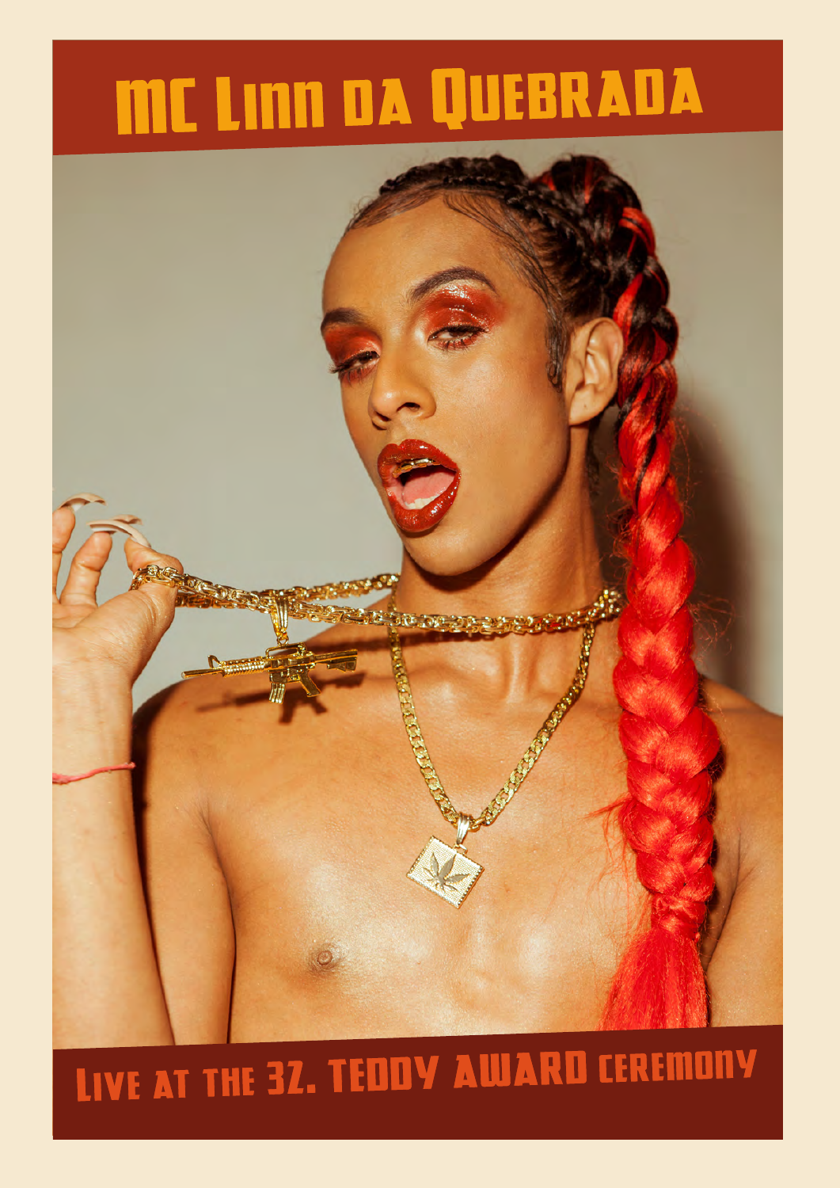# MC Linn da Quebrada

## Live at the 32. Teddy Award ceremony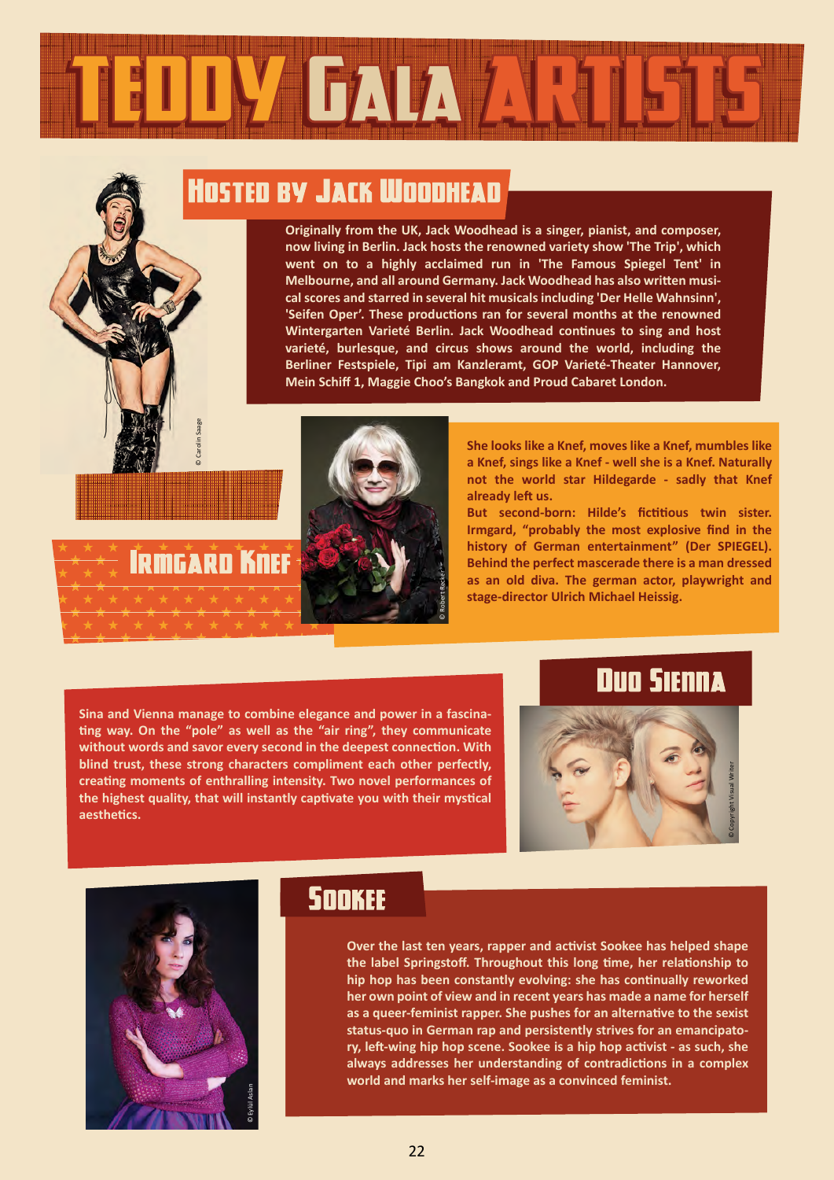# TEDDY GALA ARTISTS

## Hosted by Jack Woodhead

© Carolin Saage

**Originally from the UK, Jack Woodhead is a singer, pianist, and composer, now living in Berlin. Jack hosts the renowned variety show 'The Trip', which went on to a highly acclaimed run in 'The Famous Spiegel Tent' in Melbourne, and all around Germany. Jack Woodhead has also written musical scores and starred in several hit musicals including 'Der Helle Wahnsinn', 'Seifen Oper'. These productions ran for several months at the renowned Wintergarten Varieté Berlin. Jack Woodhead continues to sing and host varieté, burlesque, and circus shows around the world, including the Berliner Festspiele, Tipi am Kanzleramt, GOP Varieté-Theater Hannover, Mein Schiff 1, Maggie Choo's Bangkok and Proud Cabaret London.**

## Irmgard Knef

© Robert Recker

**She looks like a Knef, moves like a Knef, mumbles like a Knef, sings like a Knef - well she is a Knef. Naturally not the world star Hildegarde - sadly that Knef already left us.**
**But second-born: Hilde's fictitious twin sister. Irmgard, "probably the most explosive find in the history of German entertainment" (Der SPIEGEL). Behind the perfect mascerade there is a man dressed as an old diva. The german actor, playwright and stage-director Ulrich Michael Heissig.**

## Duo Sienna

© Copyright Visual Writer

**Sina and Vienna manage to combine elegance and power in a fascinating way. On the "pole" as well as the "air ring", they communicate without words and savor every second in the deepest connection. With blind trust, these strong characters compliment each other perfectly, creating moments of enthralling intensity. Two novel performances of the highest quality, that will instantly captivate you with their mystical aesthetics.**

## Sookee

© Eylül Aslan

**Over the last ten years, rapper and activist Sookee has helped shape the label Springstoff. Throughout this long time, her relationship to hip hop has been constantly evolving: she has continually reworked her own point of view and in recent years has made a name for herself as a queer-feminist rapper. She pushes for an alternative to the sexist status-quo in German rap and persistently strives for an emancipatory, left-wing hip hop scene. Sookee is a hip hop activist - as such, she always addresses her understanding of contradictions in a complex world and marks her self-image as a convinced feminist.**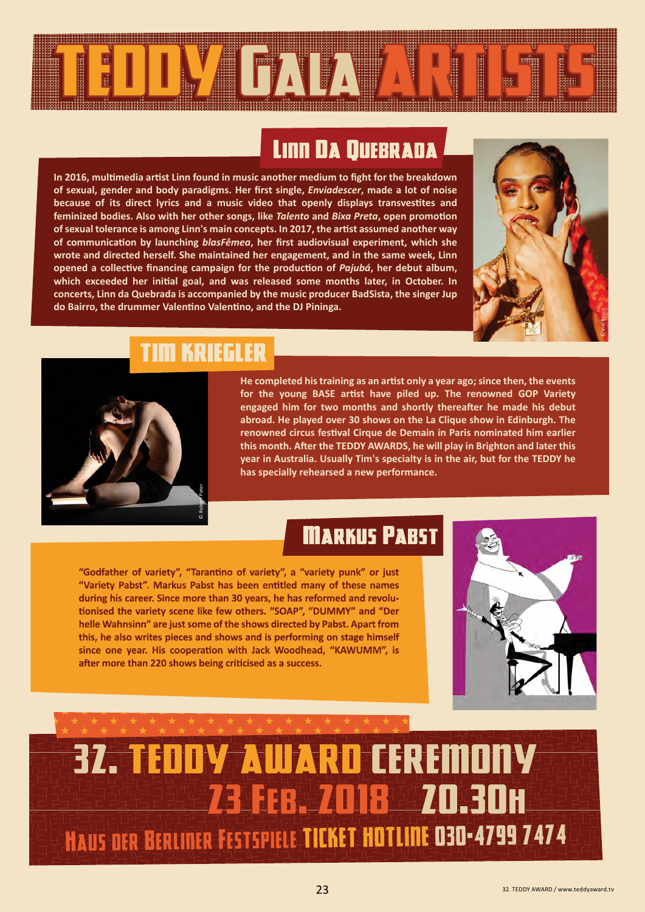# TEDDY GALA ARTISTS

## Linn Da Quebrada

In 2016, multimedia artist Linn found in music another medium to fight for the breakdown of sexual, gender and body paradigms. Her first single, *Enviadescer*, made a lot of noise because of its direct lyrics and a music video that openly displays transvestites and feminized bodies. Also with her other songs, like *Talento* and *Bixa Preta*, open promotion of sexual tolerance is among Linn's main concepts. In 2017, the artist assumed another way of communication by launching *blasFêmea*, her first audiovisual experiment, which she wrote and directed herself. She maintained her engagement, and in the same week, Linn opened a collective financing campaign for the production of *Pajubá*, her debut album, which exceeded her initial goal, and was released some months later, in October. In concerts, Linn da Quebrada is accompanied by the music producer BadSista, the singer Jup do Bairro, the drummer Valentino Valentino, and the DJ Pininga.

© Vivi Bacco

## Tim Kriegler

© Robert Pater

He completed his training as an artist only a year ago; since then, the events for the young BASE artist have piled up. The renowned GOP Variety engaged him for two months and shortly thereafter he made his debut abroad. He played over 30 shows on the La Clique show in Edinburgh. The renowned circus festival Cirque de Demain in Paris nominated him earlier this month. After the TEDDY AWARDS, he will play in Brighton and later this year in Australia. Usually Tim's specialty is in the air, but for the TEDDY he has specially rehearsed a new performance.

## Markus Pabst

"Godfather of variety", "Tarantino of variety", a "variety punk" or just "Variety Pabst". Markus Pabst has been entitled many of these names during his career. Since more than 30 years, he has reformed and revolutionised the variety scene like few others. "SOAP", "DUMMY" and "Der helle Wahnsinn" are just some of the shows directed by Pabst. Apart from this, he also writes pieces and shows and is performing on stage himself since one year. His cooperation with Jack Woodhead, "KAWUMM", is after more than 220 shows being criticised as a success.

## 32. TEDDY AWARD CEREMONY

**23 Feb. 2018 20.30h**

**Haus der Berliner Festspiele TICKET HOTLINE 030-4799 7474**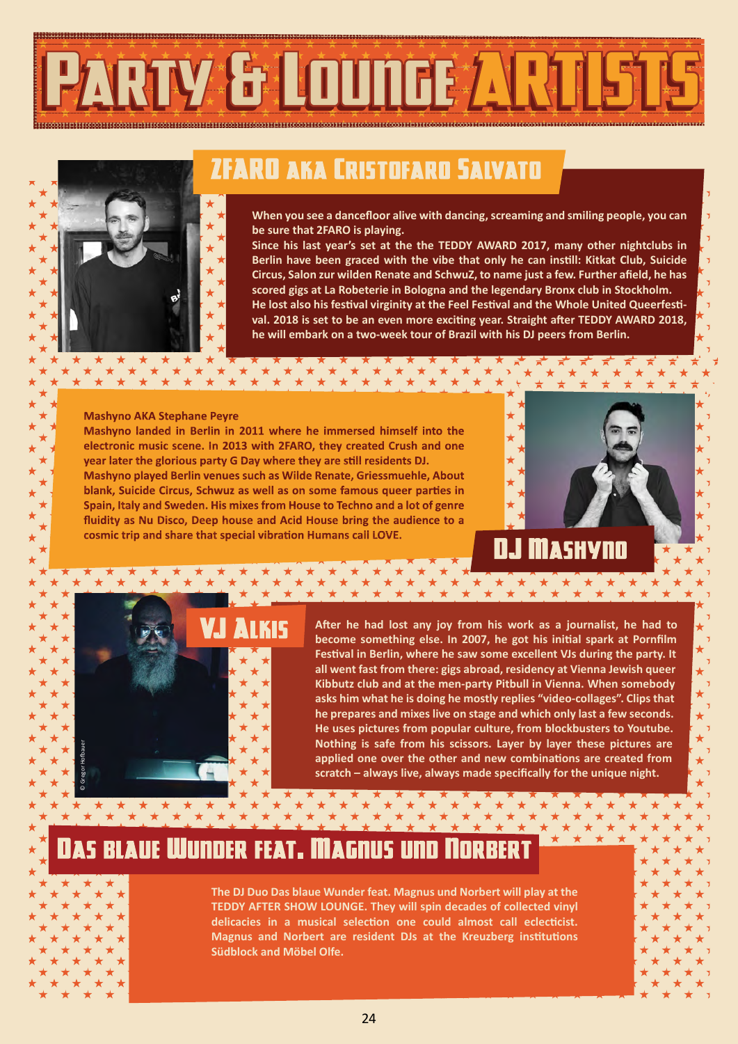# Party & Lounge Artists

## 2FARO aka Cristofaro Salvato

When you see a dancefloor alive with dancing, screaming and smiling people, you can be sure that 2FARO is playing.
Since his last year's set at the the TEDDY AWARD 2017, many other nightclubs in Berlin have been graced with the vibe that only he can instill: Kitkat Club, Suicide Circus, Salon zur wilden Renate and SchwuZ, to name just a few. Further afield, he has scored gigs at La Robeterie in Bologna and the legendary Bronx club in Stockholm.
He lost also his festival virginity at the Feel Festival and the Whole United Queerfestival. 2018 is set to be an even more exciting year. Straight after TEDDY AWARD 2018, he will embark on a two-week tour of Brazil with his DJ peers from Berlin.

## DJ Mashyno

**Mashyno AKA Stephane Peyre**
Mashyno landed in Berlin in 2011 where he immersed himself into the electronic music scene. In 2013 with 2FARO, they created Crush and one year later the glorious party G Day where they are still residents DJ.
Mashyno played Berlin venues such as Wilde Renate, Griessmuehle, About blank, Suicide Circus, Schwuz as well as on some famous queer parties in Spain, Italy and Sweden. His mixes from House to Techno and a lot of genre fluidity as Nu Disco, Deep house and Acid House bring the audience to a cosmic trip and share that special vibration Humans call LOVE.

## VJ Alkis

After he had lost any joy from his work as a journalist, he had to become something else. In 2007, he got his initial spark at Pornfilm Festival in Berlin, where he saw some excellent VJs during the party. It all went fast from there: gigs abroad, residency at Vienna Jewish queer Kibbutz club and at the men-party Pitbull in Vienna. When somebody asks him what he is doing he mostly replies "video-collages". Clips that he prepares and mixes live on stage and which only last a few seconds. He uses pictures from popular culture, from blockbusters to Youtube. Nothing is safe from his scissors. Layer by layer these pictures are applied one over the other and new combinations are created from scratch – always live, always made specifically for the unique night.

© Gregor Hofbauer

## Das blaue Wunder feat. Magnus und Norbert

The DJ Duo Das blaue Wunder feat. Magnus und Norbert will play at the TEDDY AFTER SHOW LOUNGE. They will spin decades of collected vinyl delicacies in a musical selection one could almost call eclecticist. Magnus and Norbert are resident DJs at the Kreuzberg institutions Südblock and Möbel Olfe.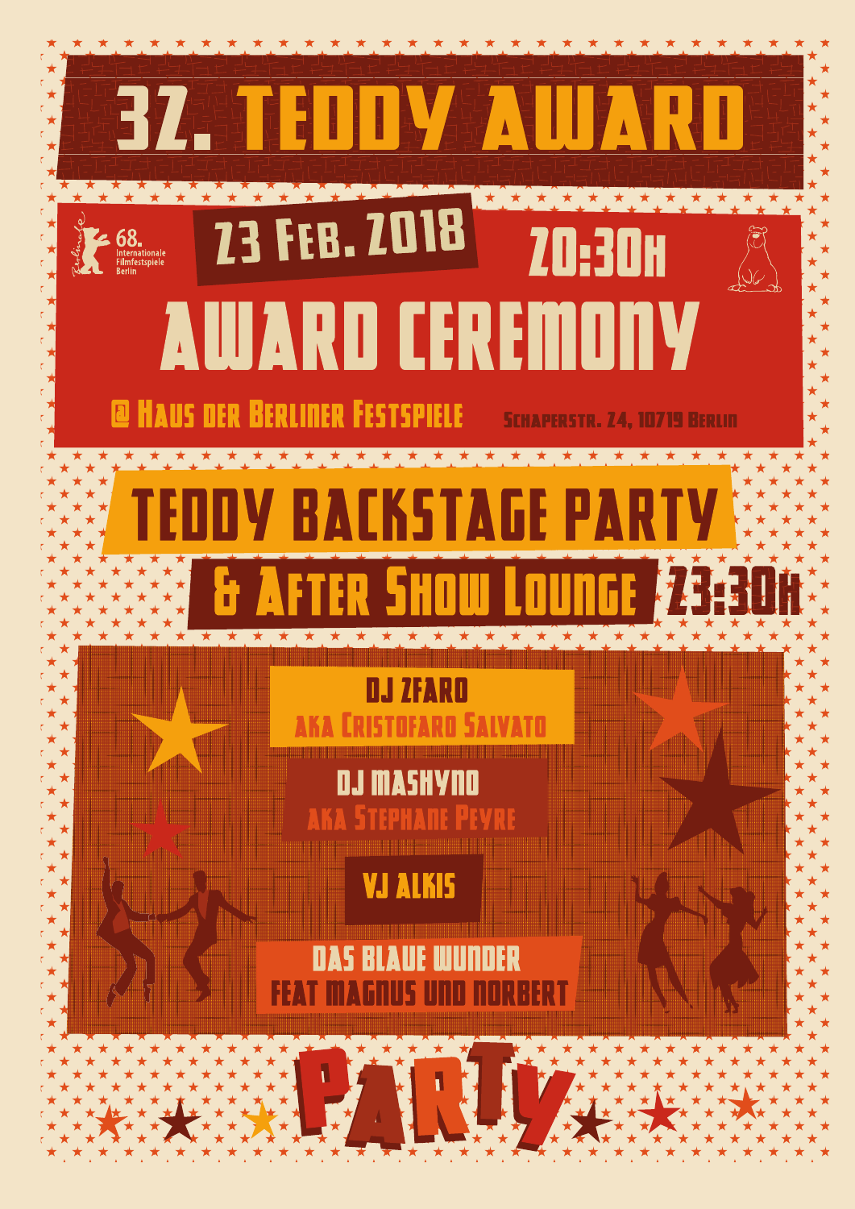# 32. TEDDY AWARD

68. Internationale Filmfestspiele Berlin

23 Feb. 2018

20:30h

## AWARD CEREMONY

@ Haus der Berliner Festspiele

Schaperstr. 24, 10719 Berlin

## TEDDY BACKSTAGE PARTY

## & After Show Lounge 23:30h

DJ ZFARO
aka Cristofaro Salvato

DJ MASHYNO
aka Stephane Peyre

VJ ALKIS

DAS BLAUE WUNDER
FEAT MAGNUS UND NORBERT

# PARTY